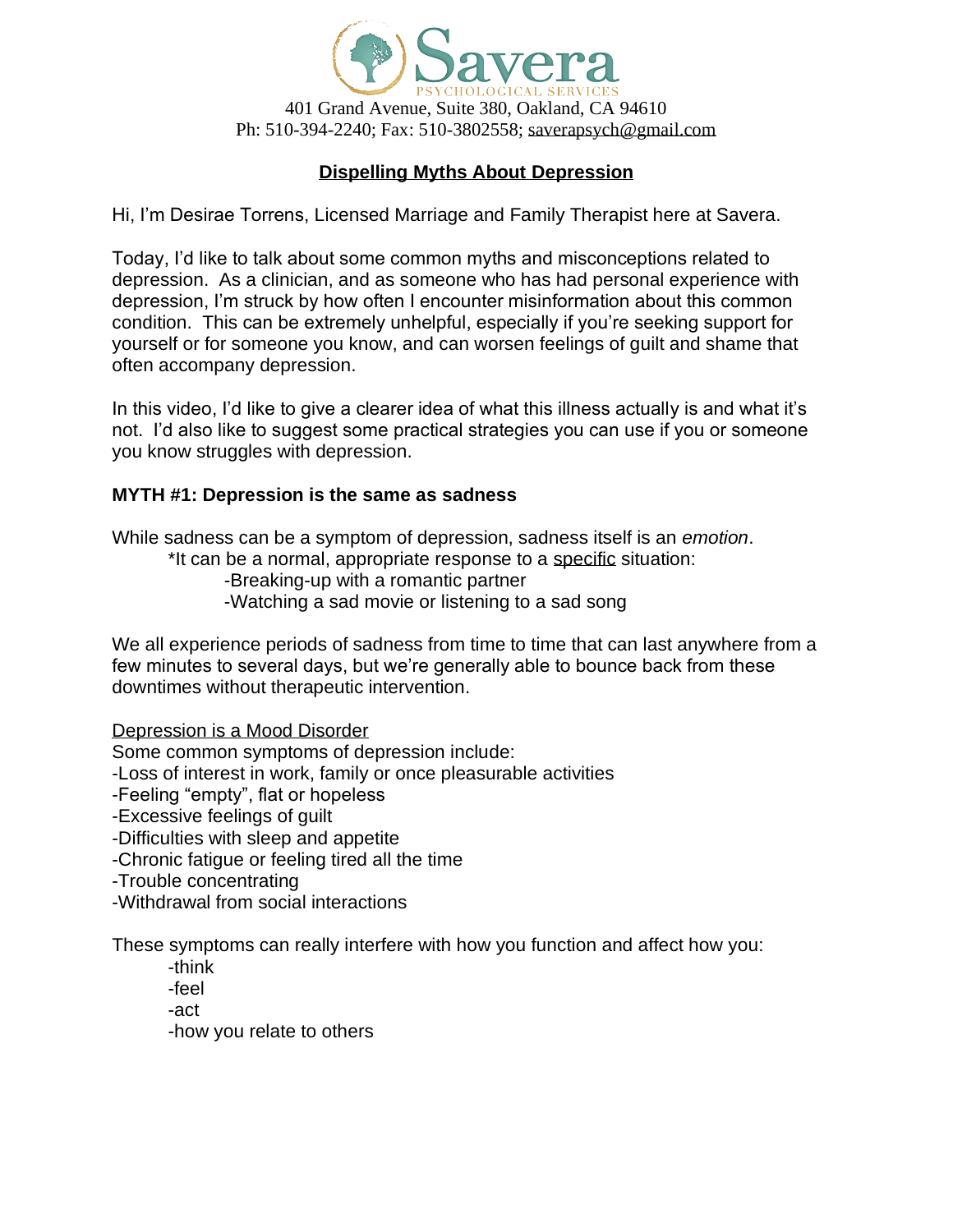Savera PSYCHOLOGICAL SERVICES

401 Grand Avenue, Suite 380, Oakland, CA 94610
Ph: 510-394-2240; Fax: 510-3802558; saverapsych@gmail.com

# Dispelling Myths About Depression

Hi, I'm Desirae Torrens, Licensed Marriage and Family Therapist here at Savera.

Today, I'd like to talk about some common myths and misconceptions related to depression. As a clinician, and as someone who has had personal experience with depression, I'm struck by how often I encounter misinformation about this common condition. This can be extremely unhelpful, especially if you're seeking support for yourself or for someone you know, and can worsen feelings of guilt and shame that often accompany depression.

In this video, I'd like to give a clearer idea of what this illness actually is and what it's not. I'd also like to suggest some practical strategies you can use if you or someone you know struggles with depression.

**MYTH #1: Depression is the same as sadness**

While sadness can be a symptom of depression, sadness itself is an *emotion*.

*It can be a normal, appropriate response to a specific situation:

-Breaking-up with a romantic partner
-Watching a sad movie or listening to a sad song

We all experience periods of sadness from time to time that can last anywhere from a few minutes to several days, but we're generally able to bounce back from these downtimes without therapeutic intervention.

Depression is a Mood Disorder

Some common symptoms of depression include:
-Loss of interest in work, family or once pleasurable activities
-Feeling "empty", flat or hopeless
-Excessive feelings of guilt
-Difficulties with sleep and appetite
-Chronic fatigue or feeling tired all the time
-Trouble concentrating
-Withdrawal from social interactions

These symptoms can really interfere with how you function and affect how you:

-think
-feel
-act
-how you relate to others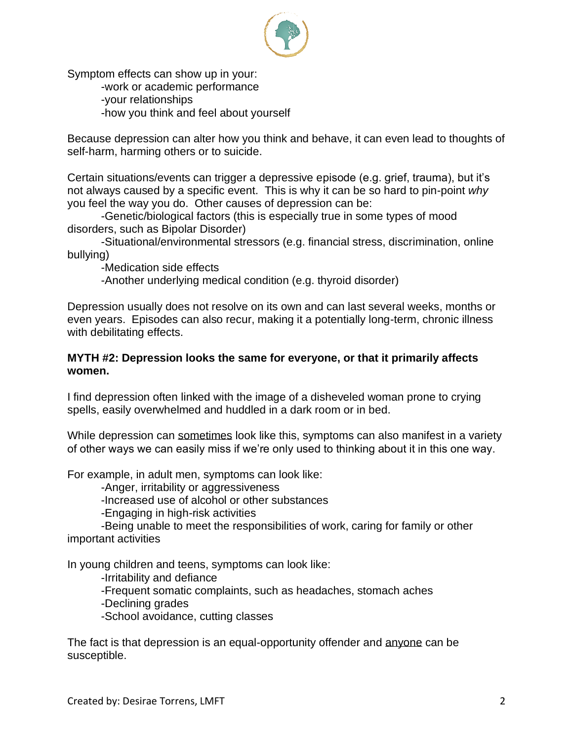Symptom effects can show up in your:

- work or academic performance
- your relationships
- how you think and feel about yourself

Because depression can alter how you think and behave, it can even lead to thoughts of self-harm, harming others or to suicide.

Certain situations/events can trigger a depressive episode (e.g. grief, trauma), but it's not always caused by a specific event. This is why it can be so hard to pin-point *why* you feel the way you do. Other causes of depression can be:

- Genetic/biological factors (this is especially true in some types of mood disorders, such as Bipolar Disorder)
- Situational/environmental stressors (e.g. financial stress, discrimination, online bullying)
- Medication side effects
- Another underlying medical condition (e.g. thyroid disorder)

Depression usually does not resolve on its own and can last several weeks, months or even years. Episodes can also recur, making it a potentially long-term, chronic illness with debilitating effects.

**MYTH #2: Depression looks the same for everyone, or that it primarily affects women.**

I find depression often linked with the image of a disheveled woman prone to crying spells, easily overwhelmed and huddled in a dark room or in bed.

While depression can <u>sometimes</u> look like this, symptoms can also manifest in a variety of other ways we can easily miss if we're only used to thinking about it in this one way.

For example, in adult men, symptoms can look like:

- Anger, irritability or aggressiveness
- Increased use of alcohol or other substances
- Engaging in high-risk activities
- Being unable to meet the responsibilities of work, caring for family or other important activities

In young children and teens, symptoms can look like:

- Irritability and defiance
- Frequent somatic complaints, such as headaches, stomach aches
- Declining grades
- School avoidance, cutting classes

The fact is that depression is an equal-opportunity offender and <u>anyone</u> can be susceptible.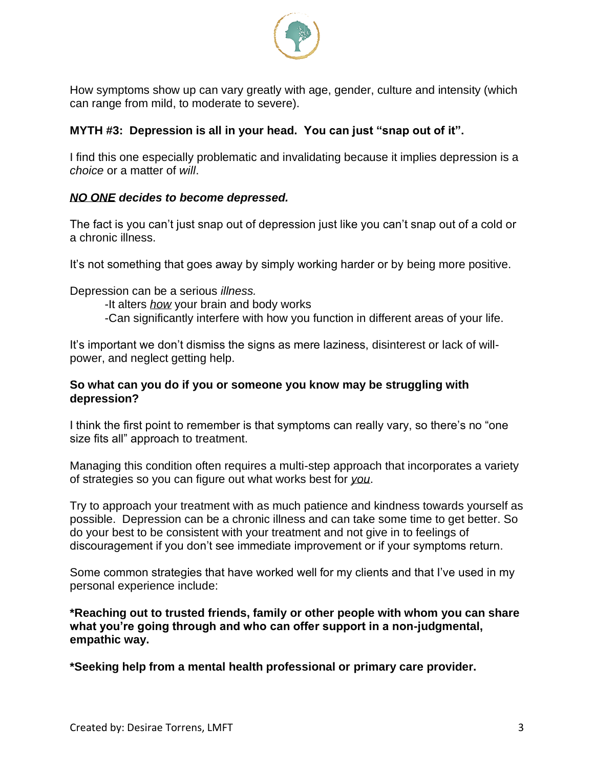How symptoms show up can vary greatly with age, gender, culture and intensity (which can range from mild, to moderate to severe).

**MYTH #3: Depression is all in your head. You can just "snap out of it".**

I find this one especially problematic and invalidating because it implies depression is a *choice* or a matter of *will*.

***<u>NO ONE</u> decides to become depressed.***

The fact is you can't just snap out of depression just like you can't snap out of a cold or a chronic illness.

It's not something that goes away by simply working harder or by being more positive.

Depression can be a serious *illness.*

-It alters *<u>how</u>* your brain and body works

-Can significantly interfere with how you function in different areas of your life.

It's important we don't dismiss the signs as mere laziness, disinterest or lack of will-power, and neglect getting help.

**So what can you do if you or someone you know may be struggling with depression?**

I think the first point to remember is that symptoms can really vary, so there's no "one size fits all" approach to treatment.

Managing this condition often requires a multi-step approach that incorporates a variety of strategies so you can figure out what works best for *<u>you</u>*.

Try to approach your treatment with as much patience and kindness towards yourself as possible. Depression can be a chronic illness and can take some time to get better. So do your best to be consistent with your treatment and not give in to feelings of discouragement if you don't see immediate improvement or if your symptoms return.

Some common strategies that have worked well for my clients and that I've used in my personal experience include:

**\*Reaching out to trusted friends, family or other people with whom you can share what you're going through and who can offer support in a non-judgmental, empathic way.**

**\*Seeking help from a mental health professional or primary care provider.**

Created by: Desirae Torrens, LMFT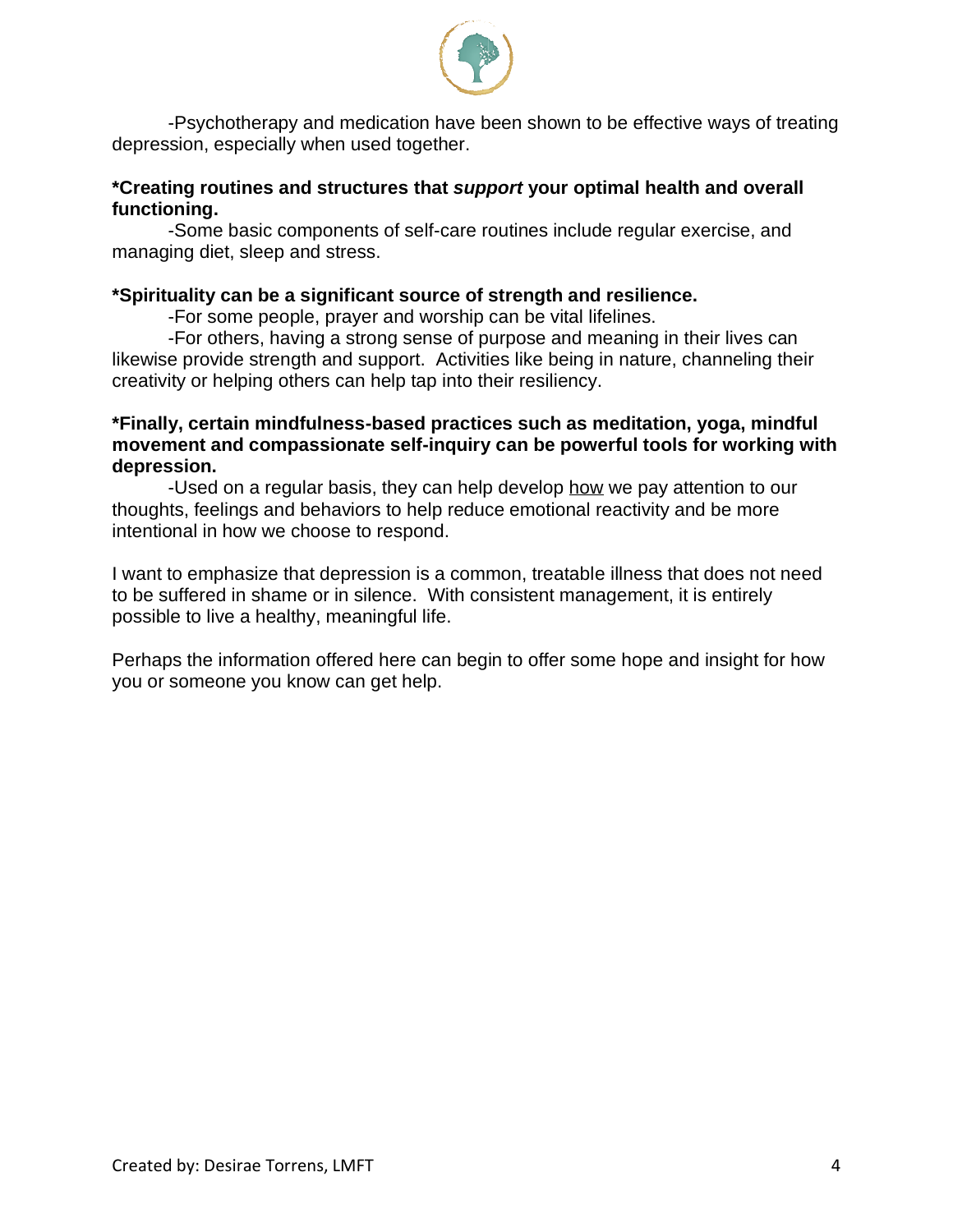-Psychotherapy and medication have been shown to be effective ways of treating depression, especially when used together.

**\*Creating routines and structures that *support* your optimal health and overall functioning.**

-Some basic components of self-care routines include regular exercise, and managing diet, sleep and stress.

**\*Spirituality can be a significant source of strength and resilience.**

-For some people, prayer and worship can be vital lifelines.

-For others, having a strong sense of purpose and meaning in their lives can likewise provide strength and support. Activities like being in nature, channeling their creativity or helping others can help tap into their resiliency.

**\*Finally, certain mindfulness-based practices such as meditation, yoga, mindful movement and compassionate self-inquiry can be powerful tools for working with depression.**

-Used on a regular basis, they can help develop <u>how</u> we pay attention to our thoughts, feelings and behaviors to help reduce emotional reactivity and be more intentional in how we choose to respond.

I want to emphasize that depression is a common, treatable illness that does not need to be suffered in shame or in silence. With consistent management, it is entirely possible to live a healthy, meaningful life.

Perhaps the information offered here can begin to offer some hope and insight for how you or someone you know can get help.